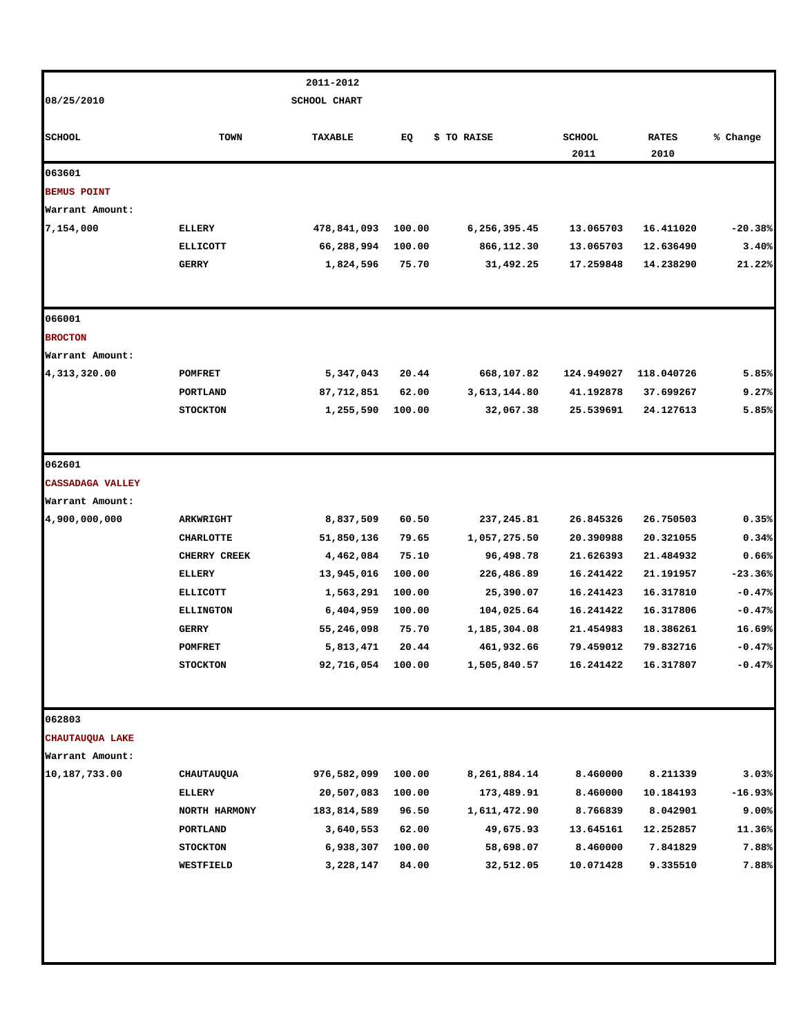08/25/2010

2011-2012
SCHOOL CHART

| SCHOOL | TOWN | TAXABLE | EQ | $ TO RAISE | SCHOOL 2011 | RATES 2010 | % Change |
|---|---|---|---|---|---|---|---|
| 063601 | | | | | | | |
| **BEMUS POINT** | | | | | | | |
| Warrant Amount: | | | | | | | |
| 7,154,000 | ELLERY | 478,841,093 | 100.00 | 6,256,395.45 | 13.065703 | 16.411020 | -20.38% |
| | ELLICOTT | 66,288,994 | 100.00 | 866,112.30 | 13.065703 | 12.636490 | 3.40% |
| | GERRY | 1,824,596 | 75.70 | 31,492.25 | 17.259848 | 14.238290 | 21.22% |
| 066001 | | | | | | | |
| **BROCTON** | | | | | | | |
| Warrant Amount: | | | | | | | |
| 4,313,320.00 | POMFRET | 5,347,043 | 20.44 | 668,107.82 | 124.949027 | 118.040726 | 5.85% |
| | PORTLAND | 87,712,851 | 62.00 | 3,613,144.80 | 41.192878 | 37.699267 | 9.27% |
| | STOCKTON | 1,255,590 | 100.00 | 32,067.38 | 25.539691 | 24.127613 | 5.85% |
| 062601 | | | | | | | |
| **CASSADAGA VALLEY** | | | | | | | |
| Warrant Amount: | | | | | | | |
| 4,900,000,000 | ARKWRIGHT | 8,837,509 | 60.50 | 237,245.81 | 26.845326 | 26.750503 | 0.35% |
| | CHARLOTTE | 51,850,136 | 79.65 | 1,057,275.50 | 20.390988 | 20.321055 | 0.34% |
| | CHERRY CREEK | 4,462,084 | 75.10 | 96,498.78 | 21.626393 | 21.484932 | 0.66% |
| | ELLERY | 13,945,016 | 100.00 | 226,486.89 | 16.241422 | 21.191957 | -23.36% |
| | ELLICOTT | 1,563,291 | 100.00 | 25,390.07 | 16.241423 | 16.317810 | -0.47% |
| | ELLINGTON | 6,404,959 | 100.00 | 104,025.64 | 16.241422 | 16.317806 | -0.47% |
| | GERRY | 55,246,098 | 75.70 | 1,185,304.08 | 21.454983 | 18.386261 | 16.69% |
| | POMFRET | 5,813,471 | 20.44 | 461,932.66 | 79.459012 | 79.832716 | -0.47% |
| | STOCKTON | 92,716,054 | 100.00 | 1,505,840.57 | 16.241422 | 16.317807 | -0.47% |
| 062803 | | | | | | | |
| **CHAUTAUQUA LAKE** | | | | | | | |
| Warrant Amount: | | | | | | | |
| 10,187,733.00 | CHAUTAUQUA | 976,582,099 | 100.00 | 8,261,884.14 | 8.460000 | 8.211339 | 3.03% |
| | ELLERY | 20,507,083 | 100.00 | 173,489.91 | 8.460000 | 10.184193 | -16.93% |
| | NORTH HARMONY | 183,814,589 | 96.50 | 1,611,472.90 | 8.766839 | 8.042901 | 9.00% |
| | PORTLAND | 3,640,553 | 62.00 | 49,675.93 | 13.645161 | 12.252857 | 11.36% |
| | STOCKTON | 6,938,307 | 100.00 | 58,698.07 | 8.460000 | 7.841829 | 7.88% |
| | WESTFIELD | 3,228,147 | 84.00 | 32,512.05 | 10.071428 | 9.335510 | 7.88% |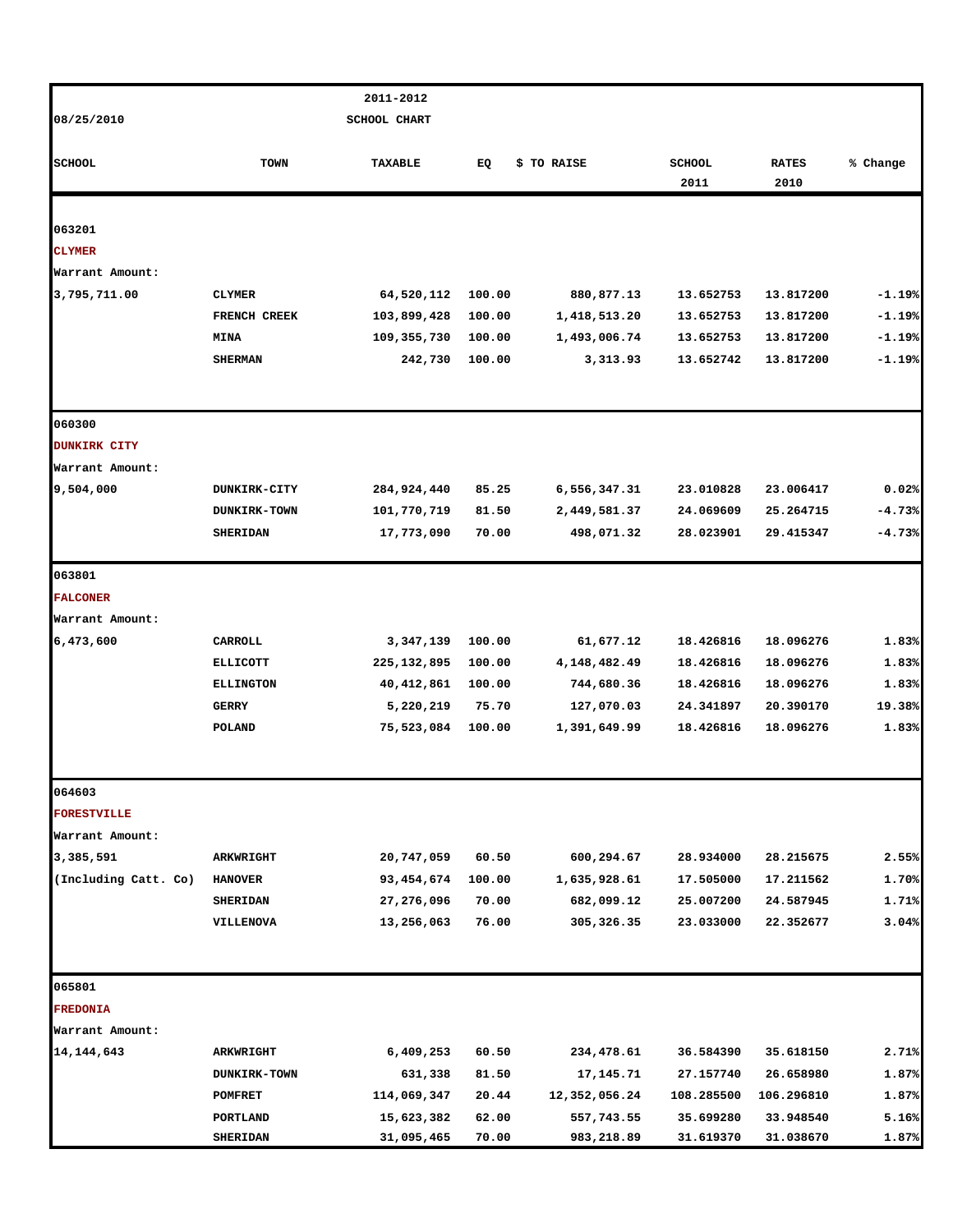08/25/2010

2011-2012 SCHOOL CHART

| SCHOOL | TOWN | TAXABLE | EQ | $ TO RAISE | SCHOOL 2011 | RATES 2010 | % Change |
|---|---|---|---|---|---|---|---|
| 063201 | | | | | | | |
| **CLYMER** | | | | | | | |
| Warrant Amount: | | | | | | | |
| 3,795,711.00 | CLYMER | 64,520,112 | 100.00 | 880,877.13 | 13.652753 | 13.817200 | -1.19% |
| | FRENCH CREEK | 103,899,428 | 100.00 | 1,418,513.20 | 13.652753 | 13.817200 | -1.19% |
| | MINA | 109,355,730 | 100.00 | 1,493,006.74 | 13.652753 | 13.817200 | -1.19% |
| | SHERMAN | 242,730 | 100.00 | 3,313.93 | 13.652742 | 13.817200 | -1.19% |
| 060300 | | | | | | | |
| **DUNKIRK CITY** | | | | | | | |
| Warrant Amount: | | | | | | | |
| 9,504,000 | DUNKIRK-CITY | 284,924,440 | 85.25 | 6,556,347.31 | 23.010828 | 23.006417 | 0.02% |
| | DUNKIRK-TOWN | 101,770,719 | 81.50 | 2,449,581.37 | 24.069609 | 25.264715 | -4.73% |
| | SHERIDAN | 17,773,090 | 70.00 | 498,071.32 | 28.023901 | 29.415347 | -4.73% |
| 063801 | | | | | | | |
| **FALCONER** | | | | | | | |
| Warrant Amount: | | | | | | | |
| 6,473,600 | CARROLL | 3,347,139 | 100.00 | 61,677.12 | 18.426816 | 18.096276 | 1.83% |
| | ELLICOTT | 225,132,895 | 100.00 | 4,148,482.49 | 18.426816 | 18.096276 | 1.83% |
| | ELLINGTON | 40,412,861 | 100.00 | 744,680.36 | 18.426816 | 18.096276 | 1.83% |
| | GERRY | 5,220,219 | 75.70 | 127,070.03 | 24.341897 | 20.390170 | 19.38% |
| | POLAND | 75,523,084 | 100.00 | 1,391,649.99 | 18.426816 | 18.096276 | 1.83% |
| 064603 | | | | | | | |
| **FORESTVILLE** | | | | | | | |
| Warrant Amount: | | | | | | | |
| 3,385,591 | ARKWRIGHT | 20,747,059 | 60.50 | 600,294.67 | 28.934000 | 28.215675 | 2.55% |
| (Including Catt. Co) | HANOVER | 93,454,674 | 100.00 | 1,635,928.61 | 17.505000 | 17.211562 | 1.70% |
| | SHERIDAN | 27,276,096 | 70.00 | 682,099.12 | 25.007200 | 24.587945 | 1.71% |
| | VILLENOVA | 13,256,063 | 76.00 | 305,326.35 | 23.033000 | 22.352677 | 3.04% |
| 065801 | | | | | | | |
| **FREDONIA** | | | | | | | |
| Warrant Amount: | | | | | | | |
| 14,144,643 | ARKWRIGHT | 6,409,253 | 60.50 | 234,478.61 | 36.584390 | 35.618150 | 2.71% |
| | DUNKIRK-TOWN | 631,338 | 81.50 | 17,145.71 | 27.157740 | 26.658980 | 1.87% |
| | POMFRET | 114,069,347 | 20.44 | 12,352,056.24 | 108.285500 | 106.296810 | 1.87% |
| | PORTLAND | 15,623,382 | 62.00 | 557,743.55 | 35.699280 | 33.948540 | 5.16% |
| | SHERIDAN | 31,095,465 | 70.00 | 983,218.89 | 31.619370 | 31.038670 | 1.87% |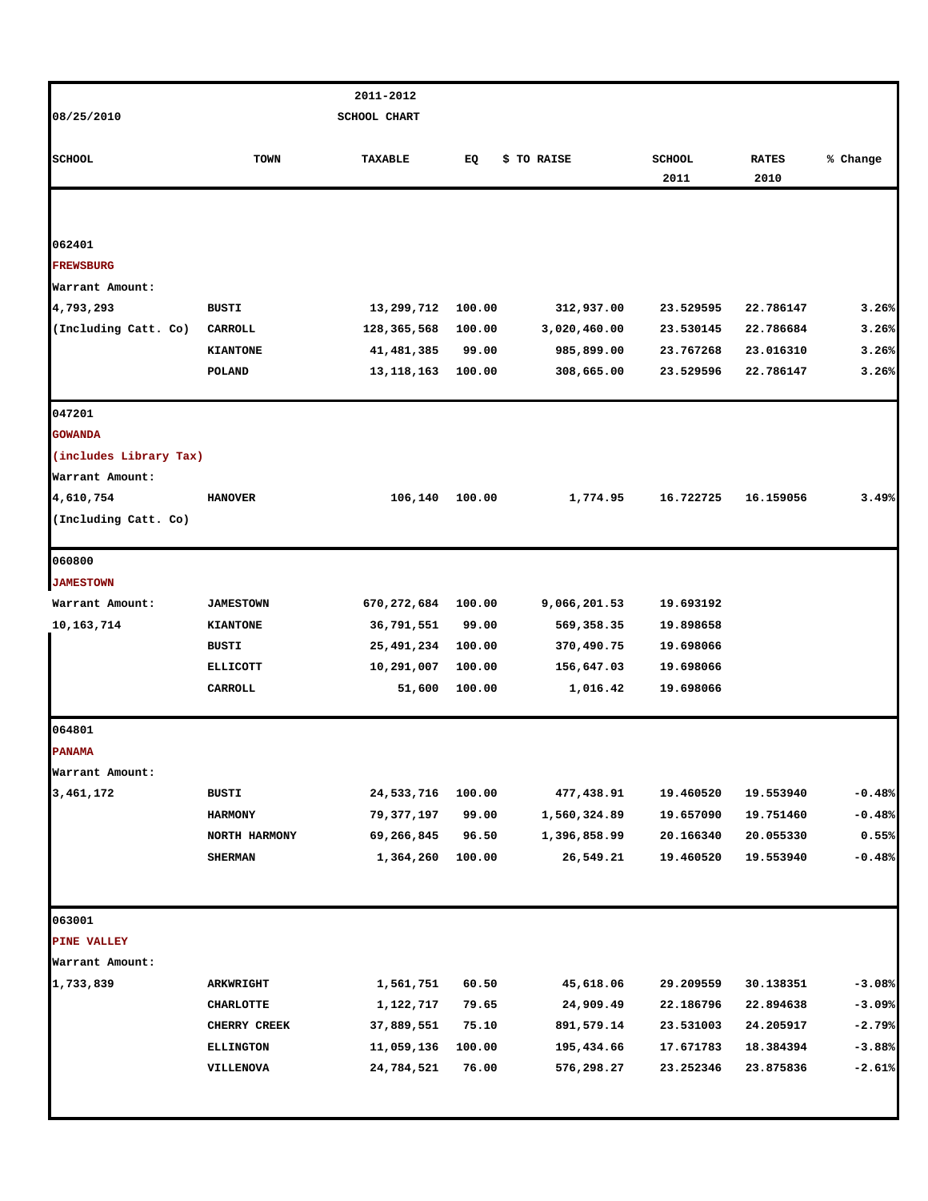08/25/2010

2011-2012
SCHOOL CHART

| SCHOOL | TOWN | TAXABLE | EQ | $ TO RAISE | SCHOOL 2011 | RATES 2010 | % Change |
|---|---|---|---|---|---|---|---|
| 062401 | | | | | | | |
| **FREWSBURG** | | | | | | | |
| Warrant Amount: | | | | | | | |
| 4,793,293 | BUSTI | 13,299,712 | 100.00 | 312,937.00 | 23.529595 | 22.786147 | 3.26% |
| (Including Catt. Co) | CARROLL | 128,365,568 | 100.00 | 3,020,460.00 | 23.530145 | 22.786684 | 3.26% |
| | KIANTONE | 41,481,385 | 99.00 | 985,899.00 | 23.767268 | 23.016310 | 3.26% |
| | POLAND | 13,118,163 | 100.00 | 308,665.00 | 23.529596 | 22.786147 | 3.26% |
| 047201 | | | | | | | |
| **GOWANDA** | | | | | | | |
| (includes Library Tax) | | | | | | | |
| Warrant Amount: | | | | | | | |
| 4,610,754 | HANOVER | 106,140 | 100.00 | 1,774.95 | 16.722725 | 16.159056 | 3.49% |
| (Including Catt. Co) | | | | | | | |
| 060800 | | | | | | | |
| **JAMESTOWN** | | | | | | | |
| Warrant Amount: | JAMESTOWN | 670,272,684 | 100.00 | 9,066,201.53 | 19.693192 | | |
| 10,163,714 | KIANTONE | 36,791,551 | 99.00 | 569,358.35 | 19.898658 | | |
| | BUSTI | 25,491,234 | 100.00 | 370,490.75 | 19.698066 | | |
| | ELLICOTT | 10,291,007 | 100.00 | 156,647.03 | 19.698066 | | |
| | CARROLL | 51,600 | 100.00 | 1,016.42 | 19.698066 | | |
| 064801 | | | | | | | |
| **PANAMA** | | | | | | | |
| Warrant Amount: | | | | | | | |
| 3,461,172 | BUSTI | 24,533,716 | 100.00 | 477,438.91 | 19.460520 | 19.553940 | -0.48% |
| | HARMONY | 79,377,197 | 99.00 | 1,560,324.89 | 19.657090 | 19.751460 | -0.48% |
| | NORTH HARMONY | 69,266,845 | 96.50 | 1,396,858.99 | 20.166340 | 20.055330 | 0.55% |
| | SHERMAN | 1,364,260 | 100.00 | 26,549.21 | 19.460520 | 19.553940 | -0.48% |
| 063001 | | | | | | | |
| **PINE VALLEY** | | | | | | | |
| Warrant Amount: | | | | | | | |
| 1,733,839 | ARKWRIGHT | 1,561,751 | 60.50 | 45,618.06 | 29.209559 | 30.138351 | -3.08% |
| | CHARLOTTE | 1,122,717 | 79.65 | 24,909.49 | 22.186796 | 22.894638 | -3.09% |
| | CHERRY CREEK | 37,889,551 | 75.10 | 891,579.14 | 23.531003 | 24.205917 | -2.79% |
| | ELLINGTON | 11,059,136 | 100.00 | 195,434.66 | 17.671783 | 18.384394 | -3.88% |
| | VILLENOVA | 24,784,521 | 76.00 | 576,298.27 | 23.252346 | 23.875836 | -2.61% |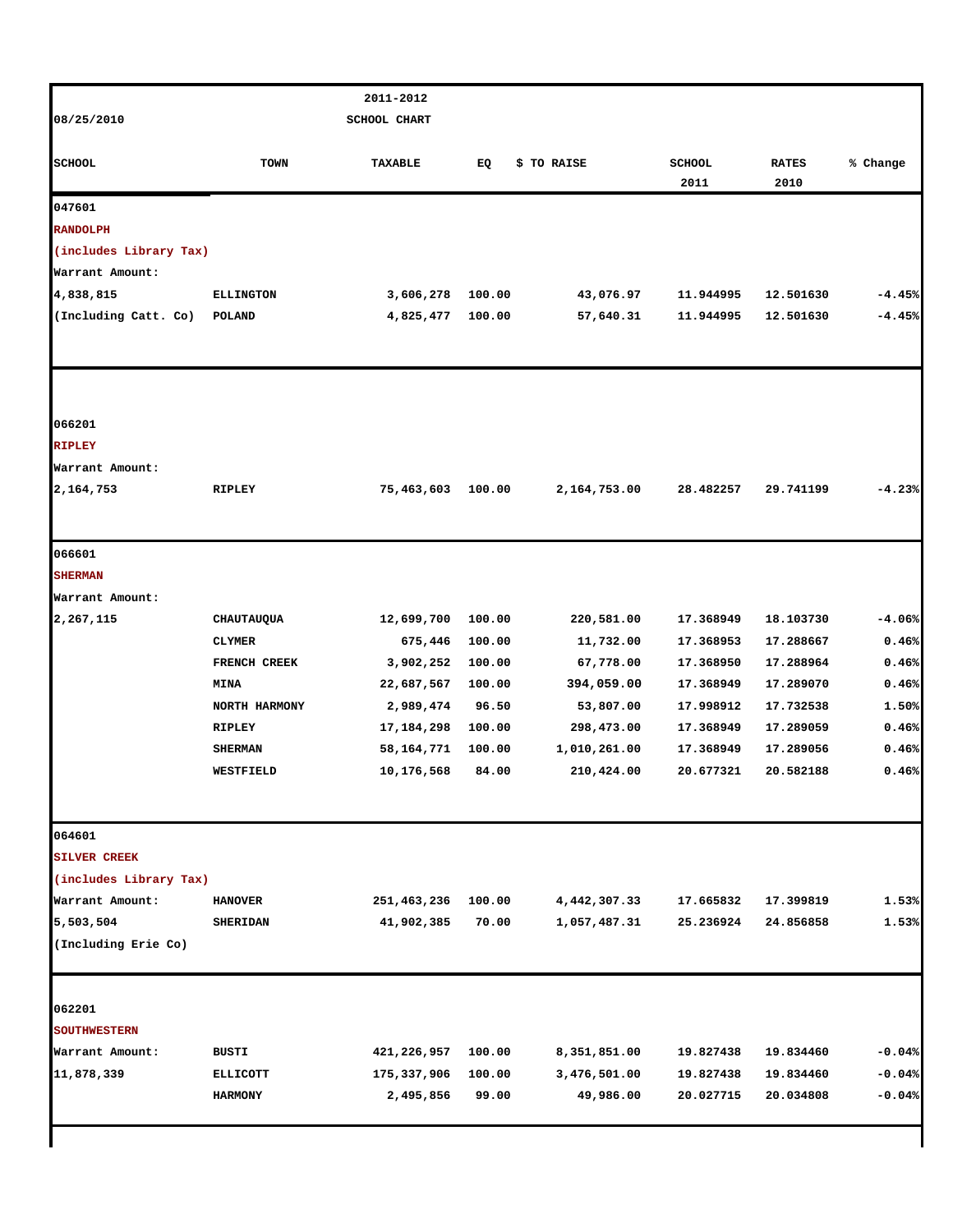08/25/2010

2011-2012 SCHOOL CHART

| SCHOOL | TOWN | TAXABLE | EQ | $ TO RAISE | SCHOOL 2011 | RATES 2010 | % Change |
|---|---|---|---|---|---|---|---|
| 047601 | | | | | | | |
| RANDOLPH | | | | | | | |
| (includes Library Tax) | | | | | | | |
| Warrant Amount: | | | | | | | |
| 4,838,815 | ELLINGTON | 3,606,278 | 100.00 | 43,076.97 | 11.944995 | 12.501630 | -4.45% |
| (Including Catt. Co) | POLAND | 4,825,477 | 100.00 | 57,640.31 | 11.944995 | 12.501630 | -4.45% |
| 066201 | | | | | | | |
| RIPLEY | | | | | | | |
| Warrant Amount: | | | | | | | |
| 2,164,753 | RIPLEY | 75,463,603 | 100.00 | 2,164,753.00 | 28.482257 | 29.741199 | -4.23% |
| 066601 | | | | | | | |
| SHERMAN | | | | | | | |
| Warrant Amount: | | | | | | | |
| 2,267,115 | CHAUTAUQUA | 12,699,700 | 100.00 | 220,581.00 | 17.368949 | 18.103730 | -4.06% |
| | CLYMER | 675,446 | 100.00 | 11,732.00 | 17.368953 | 17.288667 | 0.46% |
| | FRENCH CREEK | 3,902,252 | 100.00 | 67,778.00 | 17.368950 | 17.288964 | 0.46% |
| | MINA | 22,687,567 | 100.00 | 394,059.00 | 17.368949 | 17.289070 | 0.46% |
| | NORTH HARMONY | 2,989,474 | 96.50 | 53,807.00 | 17.998912 | 17.732538 | 1.50% |
| | RIPLEY | 17,184,298 | 100.00 | 298,473.00 | 17.368949 | 17.289059 | 0.46% |
| | SHERMAN | 58,164,771 | 100.00 | 1,010,261.00 | 17.368949 | 17.289056 | 0.46% |
| | WESTFIELD | 10,176,568 | 84.00 | 210,424.00 | 20.677321 | 20.582188 | 0.46% |
| 064601 | | | | | | | |
| SILVER CREEK | | | | | | | |
| (includes Library Tax) | | | | | | | |
| Warrant Amount: | HANOVER | 251,463,236 | 100.00 | 4,442,307.33 | 17.665832 | 17.399819 | 1.53% |
| 5,503,504 | SHERIDAN | 41,902,385 | 70.00 | 1,057,487.31 | 25.236924 | 24.856858 | 1.53% |
| (Including Erie Co) | | | | | | | |
| 062201 | | | | | | | |
| SOUTHWESTERN | | | | | | | |
| Warrant Amount: | BUSTI | 421,226,957 | 100.00 | 8,351,851.00 | 19.827438 | 19.834460 | -0.04% |
| 11,878,339 | ELLICOTT | 175,337,906 | 100.00 | 3,476,501.00 | 19.827438 | 19.834460 | -0.04% |
| | HARMONY | 2,495,856 | 99.00 | 49,986.00 | 20.027715 | 20.034808 | -0.04% |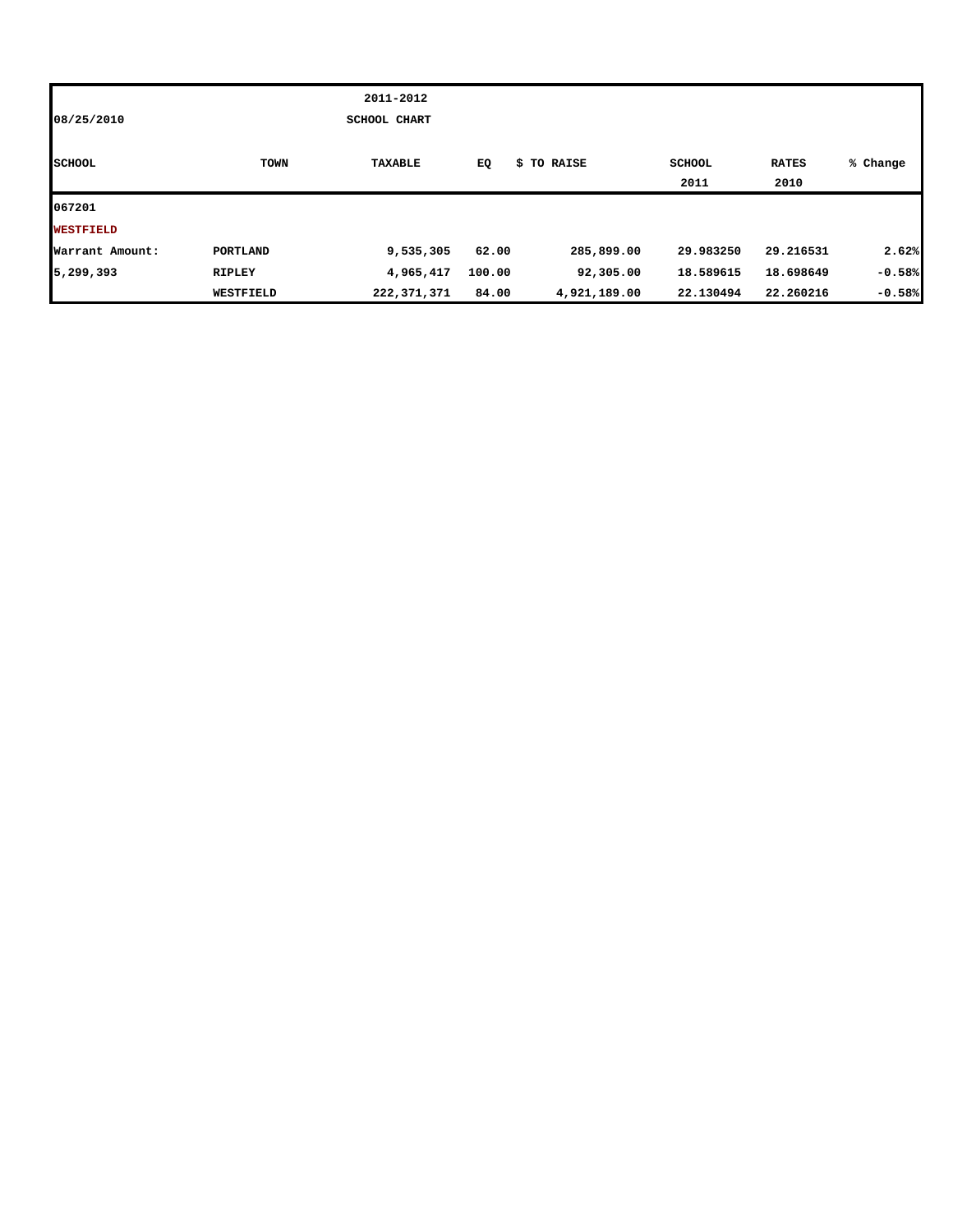| | | 2011-2012 | | | | | |
|---|---|---|---|---|---|---|---|
| 08/25/2010 | | SCHOOL CHART | | | | | |
| SCHOOL | TOWN | TAXABLE | EQ | $ TO RAISE | SCHOOL 2011 | RATES 2010 | % Change |
| 067201 | | | | | | | |
| WESTFIELD | | | | | | | |
| Warrant Amount: | PORTLAND | 9,535,305 | 62.00 | 285,899.00 | 29.983250 | 29.216531 | 2.62% |
| 5,299,393 | RIPLEY | 4,965,417 | 100.00 | 92,305.00 | 18.589615 | 18.698649 | -0.58% |
| | WESTFIELD | 222,371,371 | 84.00 | 4,921,189.00 | 22.130494 | 22.260216 | -0.58% |